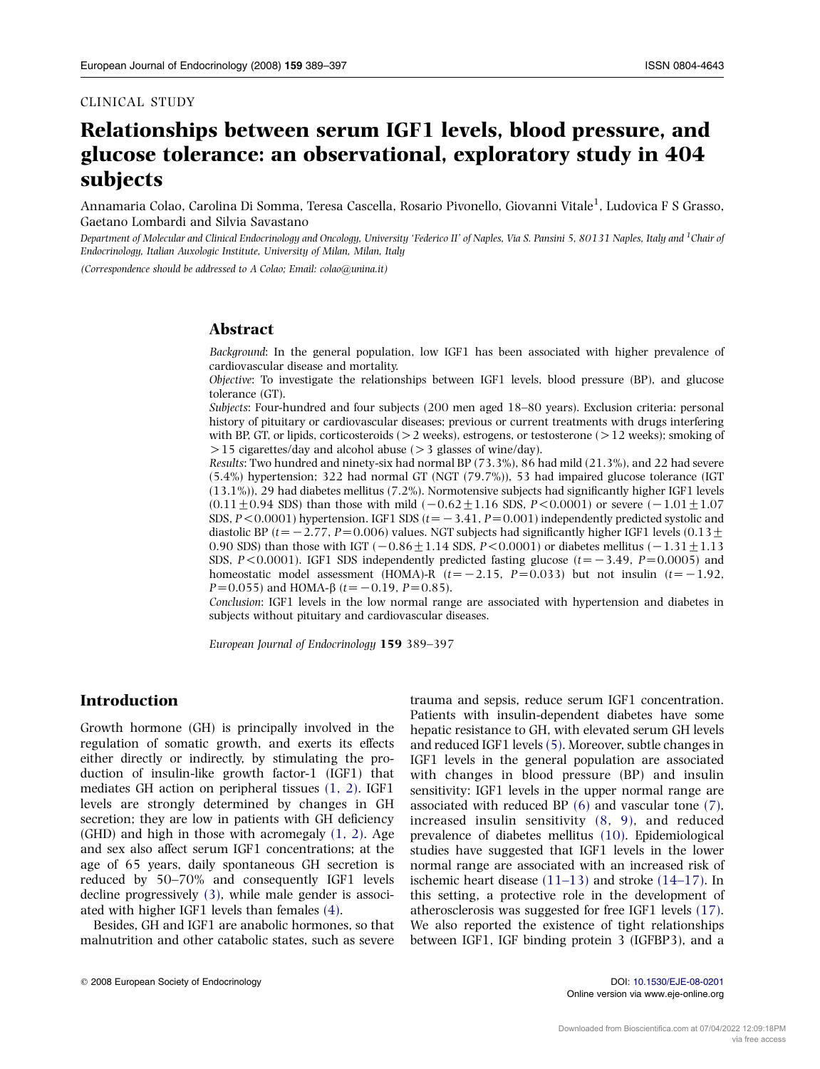CLINICAL STUDY

# Relationships between serum IGF1 levels, blood pressure, and glucose tolerance: an observational, exploratory study in 404 subjects

Annamaria Colao, Carolina Di Somma, Teresa Cascella, Rosario Pivonello, Giovanni Vitale[1], Ludovica F S Grasso, Gaetano Lombardi and Silvia Savastano

*Department of Molecular and Clinical Endocrinology and Oncology, University 'Federico II' of Naples, Via S. Pansini 5, 80131 Naples, Italy and [1]Chair of Endocrinology, Italian Auxologic Institute, University of Milan, Milan, Italy*

*(Correspondence should be addressed to A Colao; Email: colao@unina.it)*

## Abstract

*Background*: In the general population, low IGF1 has been associated with higher prevalence of cardiovascular disease and mortality.

*Objective*: To investigate the relationships between IGF1 levels, blood pressure (BP), and glucose tolerance (GT).

*Subjects*: Four-hundred and four subjects (200 men aged 18–80 years). Exclusion criteria: personal history of pituitary or cardiovascular diseases; previous or current treatments with drugs interfering with BP, GT, or lipids, corticosteroids (>2 weeks), estrogens, or testosterone (>12 weeks); smoking of >15 cigarettes/day and alcohol abuse (>3 glasses of wine/day).

*Results*: Two hundred and ninety-six had normal BP (73.3%), 86 had mild (21.3%), and 22 had severe (5.4%) hypertension; 322 had normal GT (NGT (79.7%)), 53 had impaired glucose tolerance (IGT (13.1%)), 29 had diabetes mellitus (7.2%). Normotensive subjects had significantly higher IGF1 levels ($0.11 \pm 0.94$ SDS) than those with mild ($-0.62 \pm 1.16$ SDS, $P<0.0001$) or severe ($-1.01 \pm 1.07$ SDS, $P<0.0001$) hypertension. IGF1 SDS ($t=-3.41$, $P=0.001$) independently predicted systolic and diastolic BP ($t=-2.77$, $P=0.006$) values. NGT subjects had significantly higher IGF1 levels ($0.13 \pm 0.90$ SDS) than those with IGT ($-0.86 \pm 1.14$ SDS, $P<0.0001$) or diabetes mellitus ($-1.31 \pm 1.13$ SDS, $P<0.0001$). IGF1 SDS independently predicted fasting glucose ($t=-3.49$, $P=0.0005$) and homeostatic model assessment (HOMA)-R ($t=-2.15$, $P=0.033$) but not insulin ($t=-1.92$, $P=0.055$) and HOMA-β ($t=-0.19$, $P=0.85$).

*Conclusion*: IGF1 levels in the low normal range are associated with hypertension and diabetes in subjects without pituitary and cardiovascular diseases.

*European Journal of Endocrinology* **159** 389–397

## Introduction

Growth hormone (GH) is principally involved in the regulation of somatic growth, and exerts its effects either directly or indirectly, by stimulating the production of insulin-like growth factor-1 (IGF1) that mediates GH action on peripheral tissues (1, 2). IGF1 levels are strongly determined by changes in GH secretion; they are low in patients with GH deficiency (GHD) and high in those with acromegaly (1, 2). Age and sex also affect serum IGF1 concentrations; at the age of 65 years, daily spontaneous GH secretion is reduced by 50–70% and consequently IGF1 levels decline progressively (3), while male gender is associated with higher IGF1 levels than females (4).

Besides, GH and IGF1 are anabolic hormones, so that malnutrition and other catabolic states, such as severe trauma and sepsis, reduce serum IGF1 concentration. Patients with insulin-dependent diabetes have some hepatic resistance to GH, with elevated serum GH levels and reduced IGF1 levels (5). Moreover, subtle changes in IGF1 levels in the general population are associated with changes in blood pressure (BP) and insulin sensitivity: IGF1 levels in the upper normal range are associated with reduced BP (6) and vascular tone (7), increased insulin sensitivity (8, 9), and reduced prevalence of diabetes mellitus (10). Epidemiological studies have suggested that IGF1 levels in the lower normal range are associated with an increased risk of ischemic heart disease (11–13) and stroke (14–17). In this setting, a protective role in the development of atherosclerosis was suggested for free IGF1 levels (17). We also reported the existence of tight relationships between IGF1, IGF binding protein 3 (IGFBP3), and a

© 2008 European Society of Endocrinology

DOI: 10.1530/EJE-08-0201
Online version via www.eje-online.org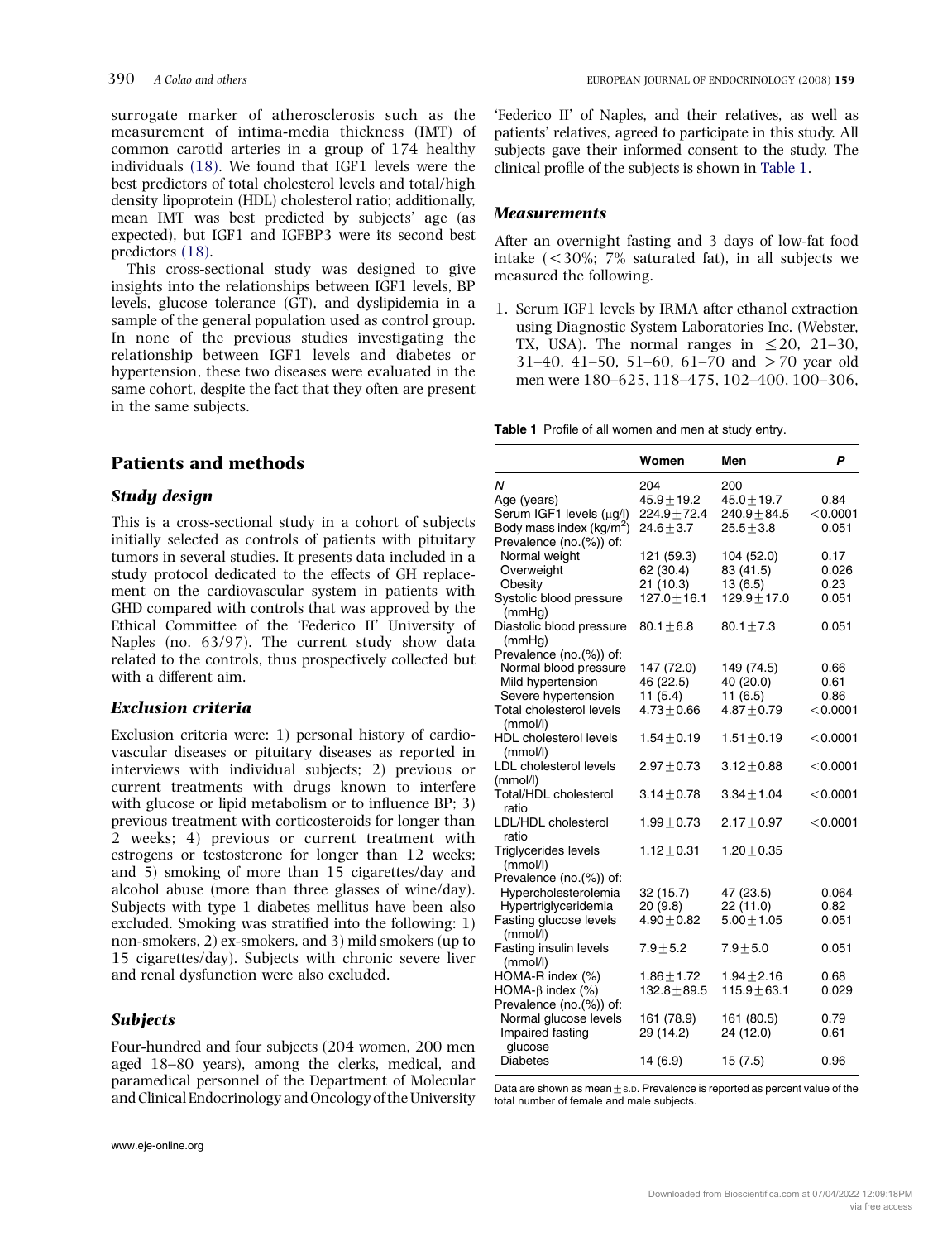surrogate marker of atherosclerosis such as the measurement of intima-media thickness (IMT) of common carotid arteries in a group of 174 healthy individuals (18). We found that IGF1 levels were the best predictors of total cholesterol levels and total/high density lipoprotein (HDL) cholesterol ratio; additionally, mean IMT was best predicted by subjects' age (as expected), but IGF1 and IGFBP3 were its second best predictors (18).

This cross-sectional study was designed to give insights into the relationships between IGF1 levels, BP levels, glucose tolerance (GT), and dyslipidemia in a sample of the general population used as control group. In none of the previous studies investigating the relationship between IGF1 levels and diabetes or hypertension, these two diseases were evaluated in the same cohort, despite the fact that they often are present in the same subjects.

## Patients and methods

### *Study design*

This is a cross-sectional study in a cohort of subjects initially selected as controls of patients with pituitary tumors in several studies. It presents data included in a study protocol dedicated to the effects of GH replacement on the cardiovascular system in patients with GHD compared with controls that was approved by the Ethical Committee of the 'Federico II' University of Naples (no. 63/97). The current study show data related to the controls, thus prospectively collected but with a different aim.

### *Exclusion criteria*

Exclusion criteria were: 1) personal history of cardiovascular diseases or pituitary diseases as reported in interviews with individual subjects; 2) previous or current treatments with drugs known to interfere with glucose or lipid metabolism or to influence BP; 3) previous treatment with corticosteroids for longer than 2 weeks; 4) previous or current treatment with estrogens or testosterone for longer than 12 weeks; and 5) smoking of more than 15 cigarettes/day and alcohol abuse (more than three glasses of wine/day). Subjects with type 1 diabetes mellitus have been also excluded. Smoking was stratified into the following: 1) non-smokers, 2) ex-smokers, and 3) mild smokers (up to 15 cigarettes/day). Subjects with chronic severe liver and renal dysfunction were also excluded.

### *Subjects*

Four-hundred and four subjects (204 women, 200 men aged 18–80 years), among the clerks, medical, and paramedical personnel of the Department of Molecular and Clinical Endocrinology and Oncology of the University 'Federico II' of Naples, and their relatives, as well as patients' relatives, agreed to participate in this study. All subjects gave their informed consent to the study. The clinical profile of the subjects is shown in Table 1.

### *Measurements*

After an overnight fasting and 3 days of low-fat food intake (<30%; 7% saturated fat), in all subjects we measured the following.

1. Serum IGF1 levels by IRMA after ethanol extraction using Diagnostic System Laboratories Inc. (Webster, TX, USA). The normal ranges in ≤20, 21–30, 31–40, 41–50, 51–60, 61–70 and >70 year old men were 180–625, 118–475, 102–400, 100–306,

**Table 1** Profile of all women and men at study entry.

| | Women | Men | *P* |
|---|---|---|---|
| *N* | 204 | 200 | |
| Age (years) | 45.9±19.2 | 45.0±19.7 | 0.84 |
| Serum IGF1 levels (μg/l) | 224.9±72.4 | 240.9±84.5 | <0.0001 |
| Body mass index (kg/m$^2$) | 24.6±3.7 | 25.5±3.8 | 0.051 |
| Prevalence (no.(%)) of: | | | |
| Normal weight | 121 (59.3) | 104 (52.0) | 0.17 |
| Overweight | 62 (30.4) | 83 (41.5) | 0.026 |
| Obesity | 21 (10.3) | 13 (6.5) | 0.23 |
| Systolic blood pressure (mmHg) | 127.0±16.1 | 129.9±17.0 | 0.051 |
| Diastolic blood pressure (mmHg) | 80.1±6.8 | 80.1±7.3 | 0.051 |
| Prevalence (no.(%)) of: | | | |
| Normal blood pressure | 147 (72.0) | 149 (74.5) | 0.66 |
| Mild hypertension | 46 (22.5) | 40 (20.0) | 0.61 |
| Severe hypertension | 11 (5.4) | 11 (6.5) | 0.86 |
| Total cholesterol levels (mmol/l) | 4.73±0.66 | 4.87±0.79 | <0.0001 |
| HDL cholesterol levels (mmol/l) | 1.54±0.19 | 1.51±0.19 | <0.0001 |
| LDL cholesterol levels (mmol/l) | 2.97±0.73 | 3.12±0.88 | <0.0001 |
| Total/HDL cholesterol ratio | 3.14±0.78 | 3.34±1.04 | <0.0001 |
| LDL/HDL cholesterol ratio | 1.99±0.73 | 2.17±0.97 | <0.0001 |
| Triglycerides levels (mmol/l) | 1.12±0.31 | 1.20±0.35 | |
| Prevalence (no.(%)) of: | | | |
| Hypercholesterolemia | 32 (15.7) | 47 (23.5) | 0.064 |
| Hypertriglyceridemia | 20 (9.8) | 22 (11.0) | 0.82 |
| Fasting glucose levels (mmol/l) | 4.90±0.82 | 5.00±1.05 | 0.051 |
| Fasting insulin levels (mmol/l) | 7.9±5.2 | 7.9±5.0 | 0.051 |
| HOMA-R index (%) | 1.86±1.72 | 1.94±2.16 | 0.68 |
| HOMA-β index (%) | 132.8±89.5 | 115.9±63.1 | 0.029 |
| Prevalence (no.(%)) of: | | | |
| Normal glucose levels | 161 (78.9) | 161 (80.5) | 0.79 |
| Impaired fasting glucose | 29 (14.2) | 24 (12.0) | 0.61 |
| Diabetes | 14 (6.9) | 15 (7.5) | 0.96 |

Data are shown as mean±S.D. Prevalence is reported as percent value of the total number of female and male subjects.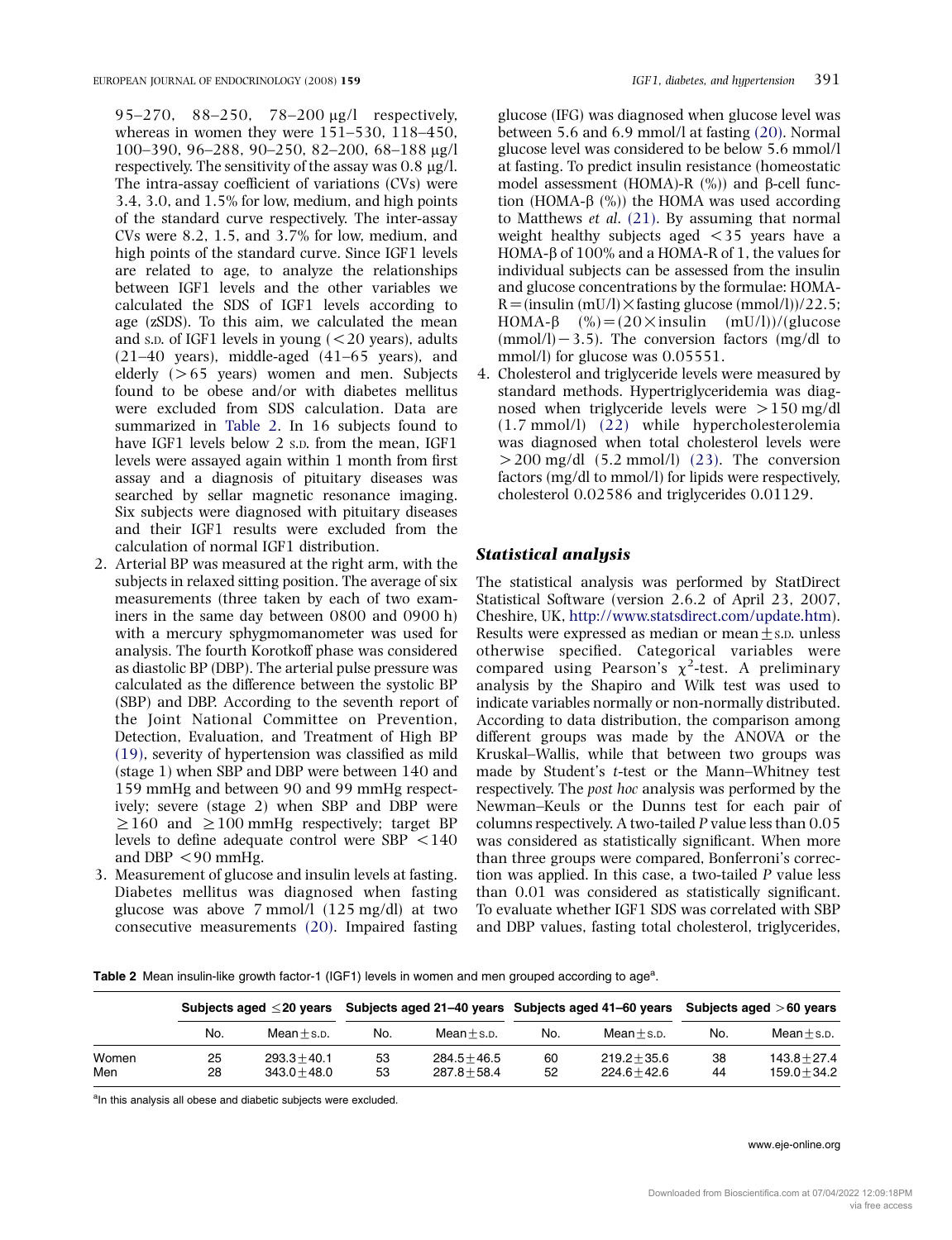95–270, 88–250, 78–200 μg/l respectively, whereas in women they were 151–530, 118–450, 100–390, 96–288, 90–250, 82–200, 68–188 μg/l respectively. The sensitivity of the assay was 0.8 μg/l. The intra-assay coefficient of variations (CVs) were 3.4, 3.0, and 1.5% for low, medium, and high points of the standard curve respectively. The inter-assay CVs were 8.2, 1.5, and 3.7% for low, medium, and high points of the standard curve. Since IGF1 levels are related to age, to analyze the relationships between IGF1 levels and the other variables we calculated the SDS of IGF1 levels according to age (zSDS). To this aim, we calculated the mean and S.D. of IGF1 levels in young (<20 years), adults (21–40 years), middle-aged (41–65 years), and elderly (>65 years) women and men. Subjects found to be obese and/or with diabetes mellitus were excluded from SDS calculation. Data are summarized in Table 2. In 16 subjects found to have IGF1 levels below 2 S.D. from the mean, IGF1 levels were assayed again within 1 month from first assay and a diagnosis of pituitary diseases was searched by sellar magnetic resonance imaging. Six subjects were diagnosed with pituitary diseases and their IGF1 results were excluded from the calculation of normal IGF1 distribution.

2. Arterial BP was measured at the right arm, with the subjects in relaxed sitting position. The average of six measurements (three taken by each of two examiners in the same day between 0800 and 0900 h) with a mercury sphygmomanometer was used for analysis. The fourth Korotkoff phase was considered as diastolic BP (DBP). The arterial pulse pressure was calculated as the difference between the systolic BP (SBP) and DBP. According to the seventh report of the Joint National Committee on Prevention, Detection, Evaluation, and Treatment of High BP (19), severity of hypertension was classified as mild (stage 1) when SBP and DBP were between 140 and 159 mmHg and between 90 and 99 mmHg respectively; severe (stage 2) when SBP and DBP were ≥160 and ≥100 mmHg respectively; target BP levels to define adequate control were SBP <140 and DBP <90 mmHg.
3. Measurement of glucose and insulin levels at fasting. Diabetes mellitus was diagnosed when fasting glucose was above 7 mmol/l (125 mg/dl) at two consecutive measurements (20). Impaired fasting glucose (IFG) was diagnosed when glucose level was between 5.6 and 6.9 mmol/l at fasting (20). Normal glucose level was considered to be below 5.6 mmol/l at fasting. To predict insulin resistance (homeostatic model assessment (HOMA)-R (%)) and β-cell function (HOMA-β (%)) the HOMA was used according to Matthews *et al.* (21). By assuming that normal weight healthy subjects aged <35 years have a HOMA-β of 100% and a HOMA-R of 1, the values for individual subjects can be assessed from the insulin and glucose concentrations by the formulae: HOMA-R = (insulin (mU/l) × fasting glucose (mmol/l))/22.5; HOMA-β (%) = (20 × insulin (mU/l))/(glucose (mmol/l) − 3.5). The conversion factors (mg/dl to mmol/l) for glucose was 0.05551.
4. Cholesterol and triglyceride levels were measured by standard methods. Hypertriglyceridemia was diagnosed when triglyceride levels were >150 mg/dl (1.7 mmol/l) (22) while hypercholesterolemia was diagnosed when total cholesterol levels were >200 mg/dl (5.2 mmol/l) (23). The conversion factors (mg/dl to mmol/l) for lipids were respectively, cholesterol 0.02586 and triglycerides 0.01129.

### Statistical analysis

The statistical analysis was performed by StatDirect Statistical Software (version 2.6.2 of April 23, 2007, Cheshire, UK, http://www.statsdirect.com/update.htm). Results were expressed as median or mean ± S.D. unless otherwise specified. Categorical variables were compared using Pearson's $\chi^2$-test. A preliminary analysis by the Shapiro and Wilk test was used to indicate variables normally or non-normally distributed. According to data distribution, the comparison among different groups was made by the ANOVA or the Kruskal–Wallis, while that between two groups was made by Student's *t*-test or the Mann–Whitney test respectively. The *post hoc* analysis was performed by the Newman–Keuls or the Dunns test for each pair of columns respectively. A two-tailed *P* value less than 0.05 was considered as statistically significant. When more than three groups were compared, Bonferroni's correction was applied. In this case, a two-tailed *P* value less than 0.01 was considered as statistically significant. To evaluate whether IGF1 SDS was correlated with SBP and DBP values, fasting total cholesterol, triglycerides,

**Table 2** Mean insulin-like growth factor-1 (IGF1) levels in women and men grouped according to age[a].

| | Subjects aged ≤20 years | | Subjects aged 21–40 years | | Subjects aged 41–60 years | | Subjects aged >60 years | |
|---|---|---|---|---|---|---|---|---|
| | No. | Mean ± S.D. | No. | Mean ± S.D. | No. | Mean ± S.D. | No. | Mean ± S.D. |
| Women | 25 | 293.3 ± 40.1 | 53 | 284.5 ± 46.5 | 60 | 219.2 ± 35.6 | 38 | 143.8 ± 27.4 |
| Men | 28 | 343.0 ± 48.0 | 53 | 287.8 ± 58.4 | 52 | 224.6 ± 42.6 | 44 | 159.0 ± 34.2 |

[a]In this analysis all obese and diabetic subjects were excluded.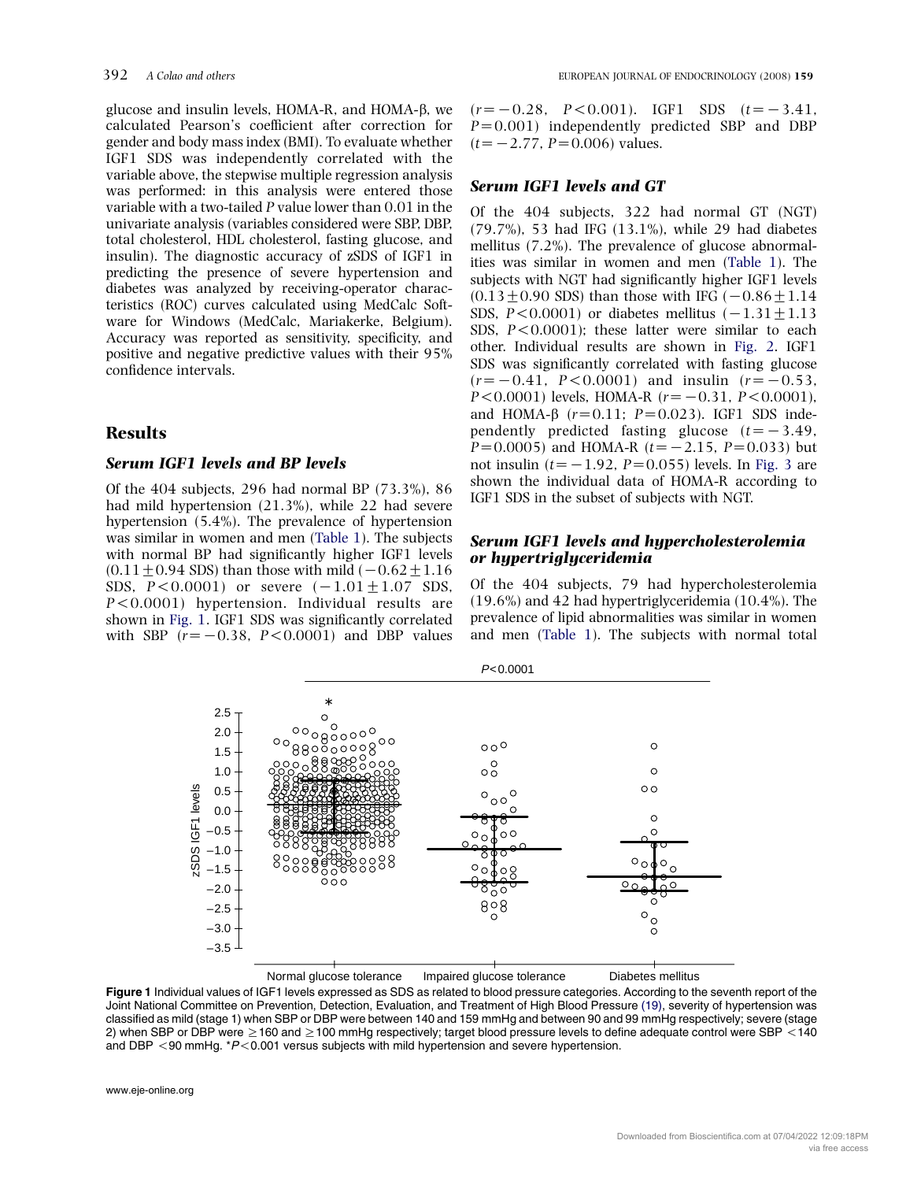glucose and insulin levels, HOMA-R, and HOMA-β, we calculated Pearson's coefficient after correction for gender and body mass index (BMI). To evaluate whether IGF1 SDS was independently correlated with the variable above, the stepwise multiple regression analysis was performed: in this analysis were entered those variable with a two-tailed *P* value lower than 0.01 in the univariate analysis (variables considered were SBP, DBP, total cholesterol, HDL cholesterol, fasting glucose, and insulin). The diagnostic accuracy of zSDS of IGF1 in predicting the presence of severe hypertension and diabetes was analyzed by receiving-operator characteristics (ROC) curves calculated using MedCalc Software for Windows (MedCalc, Mariakerke, Belgium). Accuracy was reported as sensitivity, specificity, and positive and negative predictive values with their 95% confidence intervals.

## Results

### Serum IGF1 levels and BP levels

Of the 404 subjects, 296 had normal BP (73.3%), 86 had mild hypertension (21.3%), while 22 had severe hypertension (5.4%). The prevalence of hypertension was similar in women and men (Table 1). The subjects with normal BP had significantly higher IGF1 levels ($0.11 \pm 0.94$ SDS) than those with mild ($-0.62 \pm 1.16$ SDS, $P<0.0001$) or severe ($-1.01 \pm 1.07$ SDS, $P<0.0001$) hypertension. Individual results are shown in Fig. 1. IGF1 SDS was significantly correlated with SBP ($r=-0.38$, $P<0.0001$) and DBP values ($r=-0.28$, $P<0.001$). IGF1 SDS ($t=-3.41$, $P=0.001$) independently predicted SBP and DBP ($t=-2.77$, $P=0.006$) values.

### Serum IGF1 levels and GT

Of the 404 subjects, 322 had normal GT (NGT) (79.7%), 53 had IFG (13.1%), while 29 had diabetes mellitus (7.2%). The prevalence of glucose abnormalities was similar in women and men (Table 1). The subjects with NGT had significantly higher IGF1 levels ($0.13 \pm 0.90$ SDS) than those with IFG ($-0.86 \pm 1.14$ SDS, $P<0.0001$) or diabetes mellitus ($-1.31 \pm 1.13$ SDS, $P<0.0001$); these latter were similar to each other. Individual results are shown in Fig. 2. IGF1 SDS was significantly correlated with fasting glucose ($r=-0.41$, $P<0.0001$) and insulin ($r=-0.53$, $P<0.0001$) levels, HOMA-R ($r=-0.31$, $P<0.0001$), and HOMA-β ($r=0.11$; $P=0.023$). IGF1 SDS independently predicted fasting glucose ($t=-3.49$, $P=0.0005$) and HOMA-R ($t=-2.15$, $P=0.033$) but not insulin ($t=-1.92$, $P=0.055$) levels. In Fig. 3 are shown the individual data of HOMA-R according to IGF1 SDS in the subset of subjects with NGT.

### Serum IGF1 levels and hypercholesterolemia or hypertriglyceridemia

Of the 404 subjects, 79 had hypercholesterolemia (19.6%) and 42 had hypertriglyceridemia (10.4%). The prevalence of lipid abnormalities was similar in women and men (Table 1). The subjects with normal total

**Figure 1** Individual values of IGF1 levels expressed as SDS as related to blood pressure categories. According to the seventh report of the Joint National Committee on Prevention, Detection, Evaluation, and Treatment of High Blood Pressure (19), severity of hypertension was classified as mild (stage 1) when SBP or DBP were between 140 and 159 mmHg and between 90 and 99 mmHg respectively; severe (stage 2) when SBP or DBP were ≥160 and ≥100 mmHg respectively; target blood pressure levels to define adequate control were SBP <140 and DBP <90 mmHg. *$P<0.001$ versus subjects with mild hypertension and severe hypertension.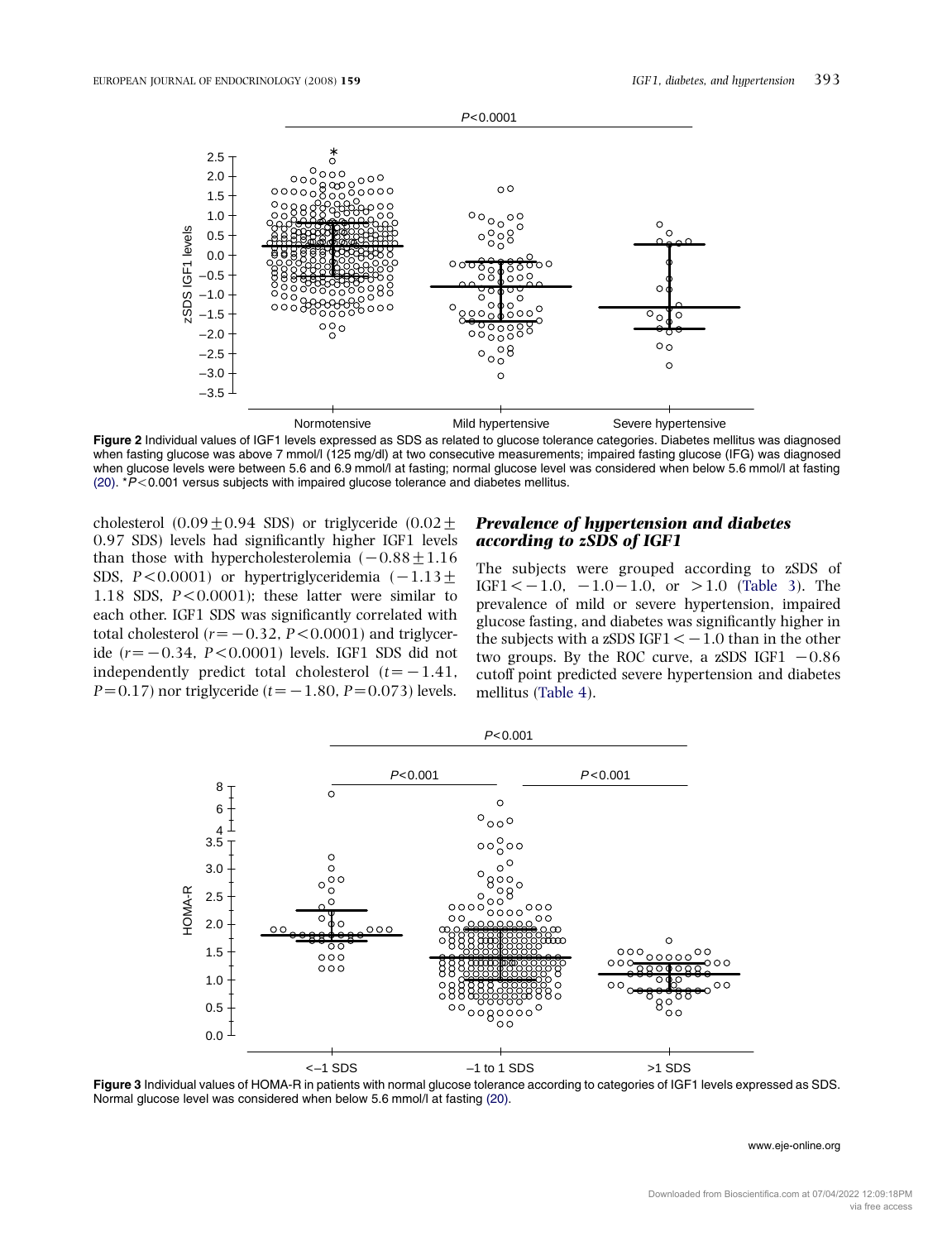**Figure 2** Individual values of IGF1 levels expressed as SDS as related to glucose tolerance categories. Diabetes mellitus was diagnosed when fasting glucose was above 7 mmol/l (125 mg/dl) at two consecutive measurements; impaired fasting glucose (IFG) was diagnosed when glucose levels were between 5.6 and 6.9 mmol/l at fasting; normal glucose level was considered when below 5.6 mmol/l at fasting (20). $^{*}P<0.001$ versus subjects with impaired glucose tolerance and diabetes mellitus.

cholesterol ($0.09 \pm 0.94$ SDS) or triglyceride ($0.02 \pm 0.97$ SDS) levels had significantly higher IGF1 levels than those with hypercholesterolemia ($-0.88 \pm 1.16$ SDS, $P<0.0001$) or hypertriglyceridemia ($-1.13 \pm 1.18$ SDS, $P<0.0001$); these latter were similar to each other. IGF1 SDS was significantly correlated with total cholesterol ($r=-0.32$, $P<0.0001$) and triglyceride ($r=-0.34$, $P<0.0001$) levels. IGF1 SDS did not independently predict total cholesterol ($t=-1.41$, $P=0.17$) nor triglyceride ($t=-1.80$, $P=0.073$) levels.

### *Prevalence of hypertension and diabetes according to zSDS of IGF1*

The subjects were grouped according to zSDS of IGF1 $<-1.0$, $-1.0-1.0$, or $>1.0$ (Table 3). The prevalence of mild or severe hypertension, impaired glucose fasting, and diabetes was significantly higher in the subjects with a zSDS IGF1 $<-1.0$ than in the other two groups. By the ROC curve, a zSDS IGF1 $-0.86$ cutoff point predicted severe hypertension and diabetes mellitus (Table 4).

**Figure 3** Individual values of HOMA-R in patients with normal glucose tolerance according to categories of IGF1 levels expressed as SDS. Normal glucose level was considered when below 5.6 mmol/l at fasting (20).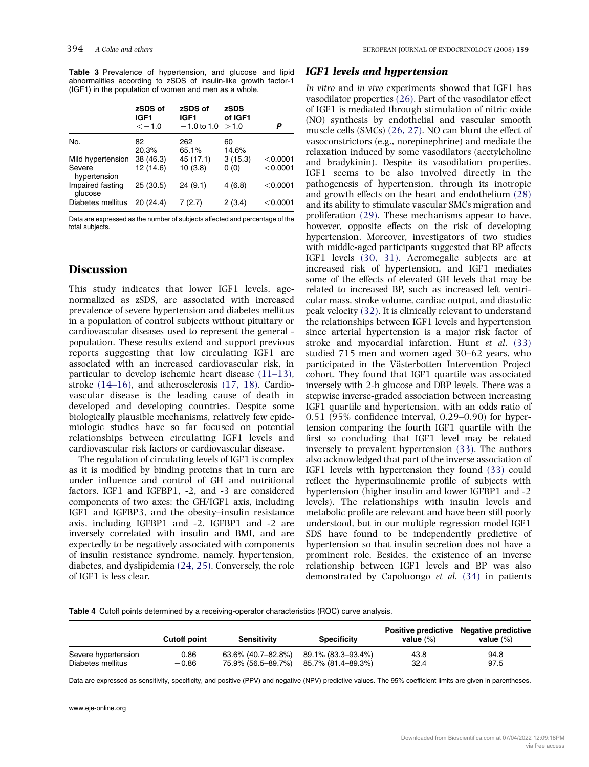**Table 3** Prevalence of hypertension, and glucose and lipid abnormalities according to zSDS of insulin-like growth factor-1 (IGF1) in the population of women and men as a whole.

| | zSDS of IGF1 $<-1.0$ | zSDS of IGF1 $-1.0$ to 1.0 | zSDS of IGF1 $>1.0$ | *P* |
|---|---|---|---|---|
| No. | 82 20.3% | 262 65.1% | 60 14.6% | |
| Mild hypertension | 38 (46.3) | 45 (17.1) | 3 (15.3) | $<0.0001$ |
| Severe hypertension | 12 (14.6) | 10 (3.8) | 0 (0) | $<0.0001$ |
| Impaired fasting glucose | 25 (30.5) | 24 (9.1) | 4 (6.8) | $<0.0001$ |
| Diabetes mellitus | 20 (24.4) | 7 (2.7) | 2 (3.4) | $<0.0001$ |

Data are expressed as the number of subjects affected and percentage of the total subjects.

## Discussion

This study indicates that lower IGF1 levels, age-normalized as zSDS, are associated with increased prevalence of severe hypertension and diabetes mellitus in a population of control subjects without pituitary or cardiovascular diseases used to represent the general - population. These results extend and support previous reports suggesting that low circulating IGF1 are associated with an increased cardiovascular risk, in particular to develop ischemic heart disease (11–13), stroke (14–16), and atherosclerosis (17, 18). Cardiovascular disease is the leading cause of death in developed and developing countries. Despite some biologically plausible mechanisms, relatively few epidemiologic studies have so far focused on potential relationships between circulating IGF1 levels and cardiovascular risk factors or cardiovascular disease.

The regulation of circulating levels of IGF1 is complex as it is modified by binding proteins that in turn are under influence and control of GH and nutritional factors. IGF1 and IGFBP1, -2, and -3 are considered components of two axes: the GH/IGF1 axis, including IGF1 and IGFBP3, and the obesity–insulin resistance axis, including IGFBP1 and -2. IGFBP1 and -2 are inversely correlated with insulin and BMI, and are expectedly to be negatively associated with components of insulin resistance syndrome, namely, hypertension, diabetes, and dyslipidemia (24, 25). Conversely, the role of IGF1 is less clear.

### IGF1 levels and hypertension

*In vitro* and *in vivo* experiments showed that IGF1 has vasodilator properties (26). Part of the vasodilator effect of IGF1 is mediated through stimulation of nitric oxide (NO) synthesis by endothelial and vascular smooth muscle cells (SMCs) (26, 27). NO can blunt the effect of vasoconstrictors (e.g., norepinephrine) and mediate the relaxation induced by some vasodilators (acetylcholine and bradykinin). Despite its vasodilation properties, IGF1 seems to be also involved directly in the pathogenesis of hypertension, through its inotropic and growth effects on the heart and endothelium (28) and its ability to stimulate vascular SMCs migration and proliferation (29). These mechanisms appear to have, however, opposite effects on the risk of developing hypertension. Moreover, investigators of two studies with middle-aged participants suggested that BP affects IGF1 levels (30, 31). Acromegalic subjects are at increased risk of hypertension, and IGF1 mediates some of the effects of elevated GH levels that may be related to increased BP, such as increased left ventricular mass, stroke volume, cardiac output, and diastolic peak velocity (32). It is clinically relevant to understand the relationships between IGF1 levels and hypertension since arterial hypertension is a major risk factor of stroke and myocardial infarction. Hunt *et al.* (33) studied 715 men and women aged 30–62 years, who participated in the Västerbotten Intervention Project cohort. They found that IGF1 quartile was associated inversely with 2-h glucose and DBP levels. There was a stepwise inverse-graded association between increasing IGF1 quartile and hypertension, with an odds ratio of 0.51 (95% confidence interval, 0.29–0.90) for hypertension comparing the fourth IGF1 quartile with the first so concluding that IGF1 level may be related inversely to prevalent hypertension (33). The authors also acknowledged that part of the inverse association of IGF1 levels with hypertension they found (33) could reflect the hyperinsulinemic profile of subjects with hypertension (higher insulin and lower IGFBP1 and -2 levels). The relationships with insulin levels and metabolic profile are relevant and have been still poorly understood, but in our multiple regression model IGF1 SDS have found to be independently predictive of hypertension so that insulin secretion does not have a prominent role. Besides, the existence of an inverse relationship between IGF1 levels and BP was also demonstrated by Capoluongo *et al.* (34) in patients

**Table 4** Cutoff points determined by a receiving-operator characteristics (ROC) curve analysis.

| | Cutoff point | Sensitivity | Specificity | Positive predictive value (%) | Negative predictive value (%) |
|---|---|---|---|---|---|
| Severe hypertension | $-0.86$ | 63.6% (40.7–82.8%) | 89.1% (83.3–93.4%) | 43.8 | 94.8 |
| Diabetes mellitus | $-0.86$ | 75.9% (56.5–89.7%) | 85.7% (81.4–89.3%) | 32.4 | 97.5 |

Data are expressed as sensitivity, specificity, and positive (PPV) and negative (NPV) predictive values. The 95% coefficient limits are given in parentheses.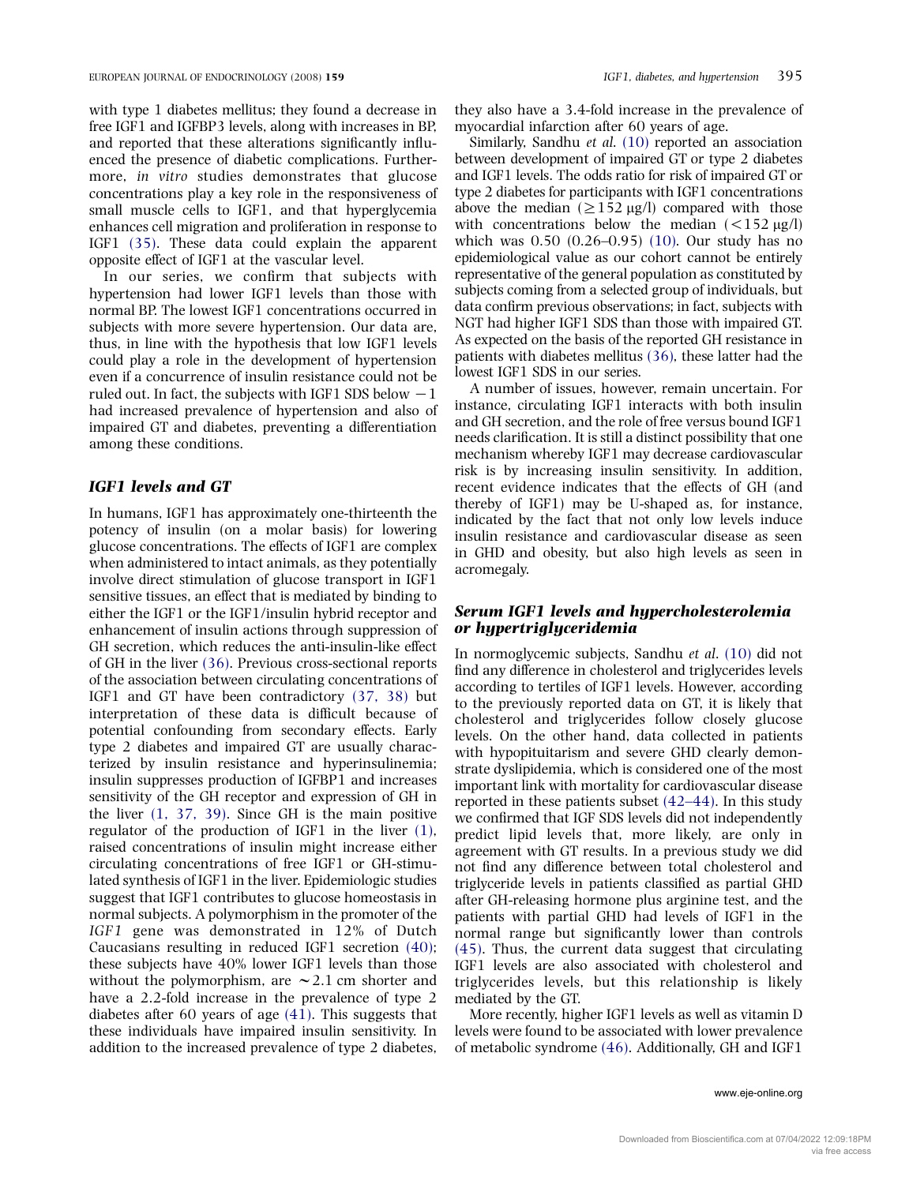with type 1 diabetes mellitus; they found a decrease in free IGF1 and IGFBP3 levels, along with increases in BP, and reported that these alterations significantly influenced the presence of diabetic complications. Furthermore, *in vitro* studies demonstrates that glucose concentrations play a key role in the responsiveness of small muscle cells to IGF1, and that hyperglycemia enhances cell migration and proliferation in response to IGF1 (35). These data could explain the apparent opposite effect of IGF1 at the vascular level.

In our series, we confirm that subjects with hypertension had lower IGF1 levels than those with normal BP. The lowest IGF1 concentrations occurred in subjects with more severe hypertension. Our data are, thus, in line with the hypothesis that low IGF1 levels could play a role in the development of hypertension even if a concurrence of insulin resistance could not be ruled out. In fact, the subjects with IGF1 SDS below $-1$ had increased prevalence of hypertension and also of impaired GT and diabetes, preventing a differentiation among these conditions.

### IGF1 levels and GT

In humans, IGF1 has approximately one-thirteenth the potency of insulin (on a molar basis) for lowering glucose concentrations. The effects of IGF1 are complex when administered to intact animals, as they potentially involve direct stimulation of glucose transport in IGF1 sensitive tissues, an effect that is mediated by binding to either the IGF1 or the IGF1/insulin hybrid receptor and enhancement of insulin actions through suppression of GH secretion, which reduces the anti-insulin-like effect of GH in the liver (36). Previous cross-sectional reports of the association between circulating concentrations of IGF1 and GT have been contradictory (37, 38) but interpretation of these data is difficult because of potential confounding from secondary effects. Early type 2 diabetes and impaired GT are usually characterized by insulin resistance and hyperinsulinemia; insulin suppresses production of IGFBP1 and increases sensitivity of the GH receptor and expression of GH in the liver (1, 37, 39). Since GH is the main positive regulator of the production of IGF1 in the liver (1), raised concentrations of insulin might increase either circulating concentrations of free IGF1 or GH-stimulated synthesis of IGF1 in the liver. Epidemiologic studies suggest that IGF1 contributes to glucose homeostasis in normal subjects. A polymorphism in the promoter of the *IGF1* gene was demonstrated in 12% of Dutch Caucasians resulting in reduced IGF1 secretion (40); these subjects have 40% lower IGF1 levels than those without the polymorphism, are ∼2.1 cm shorter and have a 2.2-fold increase in the prevalence of type 2 diabetes after 60 years of age (41). This suggests that these individuals have impaired insulin sensitivity. In addition to the increased prevalence of type 2 diabetes, they also have a 3.4-fold increase in the prevalence of myocardial infarction after 60 years of age.

Similarly, Sandhu *et al.* (10) reported an association between development of impaired GT or type 2 diabetes and IGF1 levels. The odds ratio for risk of impaired GT or type 2 diabetes for participants with IGF1 concentrations above the median ($\geq 152$ μg/l) compared with those with concentrations below the median ($< 152$ μg/l) which was 0.50 (0.26–0.95) (10). Our study has no epidemiological value as our cohort cannot be entirely representative of the general population as constituted by subjects coming from a selected group of individuals, but data confirm previous observations; in fact, subjects with NGT had higher IGF1 SDS than those with impaired GT. As expected on the basis of the reported GH resistance in patients with diabetes mellitus (36), these latter had the lowest IGF1 SDS in our series.

A number of issues, however, remain uncertain. For instance, circulating IGF1 interacts with both insulin and GH secretion, and the role of free versus bound IGF1 needs clarification. It is still a distinct possibility that one mechanism whereby IGF1 may decrease cardiovascular risk is by increasing insulin sensitivity. In addition, recent evidence indicates that the effects of GH (and thereby of IGF1) may be U-shaped as, for instance, indicated by the fact that not only low levels induce insulin resistance and cardiovascular disease as seen in GHD and obesity, but also high levels as seen in acromegaly.

### Serum IGF1 levels and hypercholesterolemia or hypertriglyceridemia

In normoglycemic subjects, Sandhu *et al.* (10) did not find any difference in cholesterol and triglycerides levels according to tertiles of IGF1 levels. However, according to the previously reported data on GT, it is likely that cholesterol and triglycerides follow closely glucose levels. On the other hand, data collected in patients with hypopituitarism and severe GHD clearly demonstrate dyslipidemia, which is considered one of the most important link with mortality for cardiovascular disease reported in these patients subset (42–44). In this study we confirmed that IGF SDS levels did not independently predict lipid levels that, more likely, are only in agreement with GT results. In a previous study we did not find any difference between total cholesterol and triglyceride levels in patients classified as partial GHD after GH-releasing hormone plus arginine test, and the patients with partial GHD had levels of IGF1 in the normal range but significantly lower than controls (45). Thus, the current data suggest that circulating IGF1 levels are also associated with cholesterol and triglycerides levels, but this relationship is likely mediated by the GT.

More recently, higher IGF1 levels as well as vitamin D levels were found to be associated with lower prevalence of metabolic syndrome (46). Additionally, GH and IGF1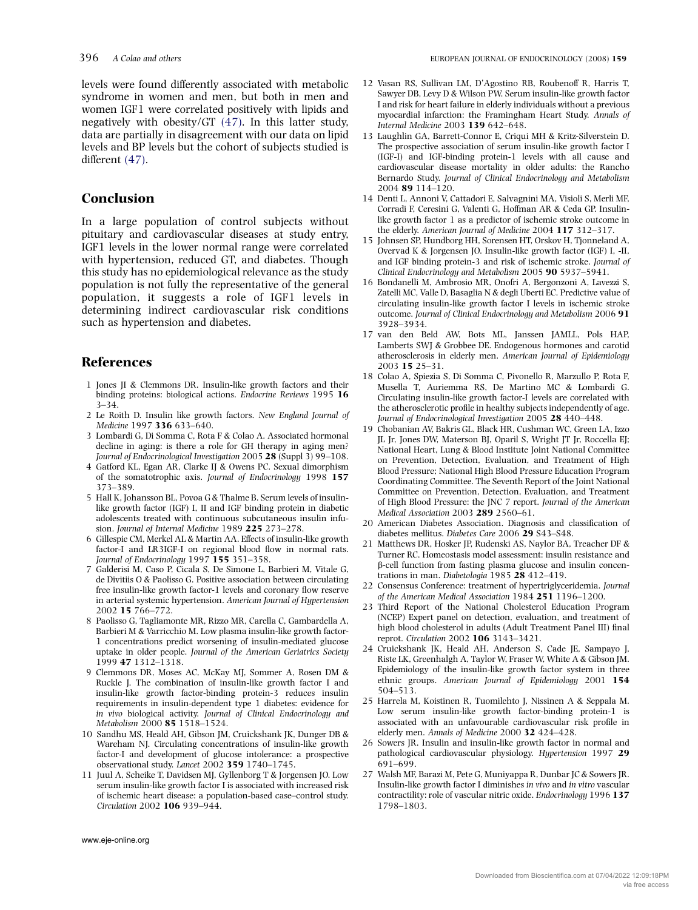levels were found differently associated with metabolic syndrome in women and men, but both in men and women IGF1 were correlated positively with lipids and negatively with obesity/GT (47). In this latter study, data are partially in disagreement with our data on lipid levels and BP levels but the cohort of subjects studied is different (47).

## Conclusion

In a large population of control subjects without pituitary and cardiovascular diseases at study entry, IGF1 levels in the lower normal range were correlated with hypertension, reduced GT, and diabetes. Though this study has no epidemiological relevance as the study population is not fully the representative of the general population, it suggests a role of IGF1 levels in determining indirect cardiovascular risk conditions such as hypertension and diabetes.

## References

1 Jones JI & Clemmons DR. Insulin-like growth factors and their binding proteins: biological actions. *Endocrine Reviews* 1995 **16** 3–34.

2 Le Roith D. Insulin like growth factors. *New England Journal of Medicine* 1997 **336** 633–640.

3 Lombardi G, Di Somma C, Rota F & Colao A. Associated hormonal decline in aging: is there a role for GH therapy in aging men? *Journal of Endocrinological Investigation* 2005 **28** (Suppl 3) 99–108.

4 Gatford KL, Egan AR, Clarke IJ & Owens PC. Sexual dimorphism of the somatotrophic axis. *Journal of Endocrinology* 1998 **157** 373–389.

5 Hall K, Johansson BL, Povoa G & Thalme B. Serum levels of insulin-like growth factor (IGF) I, II and IGF binding protein in diabetic adolescents treated with continuous subcutaneous insulin infusion. *Journal of Internal Medicine* 1989 **225** 273–278.

6 Gillespie CM, Merkel AL & Martin AA. Effects of insulin-like growth factor-I and LR3IGF-I on regional blood flow in normal rats. *Journal of Endocrinology* 1997 **155** 351–358.

7 Galderisi M, Caso P, Cicala S, De Simone L, Barbieri M, Vitale G, de Divitiis O & Paolisso G. Positive association between circulating free insulin-like growth factor-1 levels and coronary flow reserve in arterial systemic hypertension. *American Journal of Hypertension* 2002 **15** 766–772.

8 Paolisso G, Tagliamonte MR, Rizzo MR, Carella C, Gambardella A, Barbieri M & Varricchio M. Low plasma insulin-like growth factor-1 concentrations predict worsening of insulin-mediated glucose uptake in older people. *Journal of the American Geriatrics Society* 1999 **47** 1312–1318.

9 Clemmons DR, Moses AC, McKay MJ, Sommer A, Rosen DM & Ruckle J. The combination of insulin-like growth factor I and insulin-like growth factor-binding protein-3 reduces insulin requirements in insulin-dependent type 1 diabetes: evidence for *in vivo* biological activity. *Journal of Clinical Endocrinology and Metabolism* 2000 **85** 1518–1524.

10 Sandhu MS, Heald AH, Gibson JM, Cruickshank JK, Dunger DB & Wareham NJ. Circulating concentrations of insulin-like growth factor-I and development of glucose intolerance: a prospective observational study. *Lancet* 2002 **359** 1740–1745.

11 Juul A, Scheike T, Davidsen MJ, Gyllenborg T & Jorgensen JO. Low serum insulin-like growth factor I is associated with increased risk of ischemic heart disease: a population-based case–control study. *Circulation* 2002 **106** 939–944.

12 Vasan RS, Sullivan LM, D'Agostino RB, Roubenoff R, Harris T, Sawyer DB, Levy D & Wilson PW. Serum insulin-like growth factor I and risk for heart failure in elderly individuals without a previous myocardial infarction: the Framingham Heart Study. *Annals of Internal Medicine* 2003 **139** 642–648.

13 Laughlin GA, Barrett-Connor E, Criqui MH & Kritz-Silverstein D. The prospective association of serum insulin-like growth factor I (IGF-I) and IGF-binding protein-1 levels with all cause and cardiovascular disease mortality in older adults: the Rancho Bernardo Study. *Journal of Clinical Endocrinology and Metabolism* 2004 **89** 114–120.

14 Denti L, Annoni V, Cattadori E, Salvagnini MA, Visioli S, Merli MF, Corradi F, Ceresini G, Valenti G, Hoffman AR & Ceda GP. Insulin-like growth factor 1 as a predictor of ischemic stroke outcome in the elderly. *American Journal of Medicine* 2004 **117** 312–317.

15 Johnsen SP, Hundborg HH, Sorensen HT, Orskov H, Tjonneland A, Overvad K & Jorgensen JO. Insulin-like growth factor (IGF) I, -II, and IGF binding protein-3 and risk of ischemic stroke. *Journal of Clinical Endocrinology and Metabolism* 2005 **90** 5937–5941.

16 Bondanelli M, Ambrosio MR, Onofri A, Bergonzoni A, Lavezzi S, Zatelli MC, Valle D, Basaglia N & degli Uberti EC. Predictive value of circulating insulin-like growth factor I levels in ischemic stroke outcome. *Journal of Clinical Endocrinology and Metabolism* 2006 **91** 3928–3934.

17 van den Beld AW, Bots ML, Janssen JAMLL, Pols HAP, Lamberts SWJ & Grobbee DE. Endogenous hormones and carotid atherosclerosis in elderly men. *American Journal of Epidemiology* 2003 **15** 25–31.

18 Colao A, Spiezia S, Di Somma C, Pivonello R, Marzullo P, Rota F, Musella T, Auriemma RS, De Martino MC & Lombardi G. Circulating insulin-like growth factor-I levels are correlated with the atherosclerotic profile in healthy subjects independently of age. *Journal of Endocrinological Investigation* 2005 **28** 440–448.

19 Chobanian AV, Bakris GL, Black HR, Cushman WC, Green LA, Izzo JL Jr, Jones DW, Materson BJ, Oparil S, Wright JT Jr, Roccella EJ; National Heart, Lung & Blood Institute Joint National Committee on Prevention, Detection, Evaluation, and Treatment of High Blood Pressure; National High Blood Pressure Education Program Coordinating Committee. The Seventh Report of the Joint National Committee on Prevention, Detection, Evaluation, and Treatment of High Blood Pressure: the JNC 7 report. *Journal of the American Medical Association* 2003 **289** 2560–61.

20 American Diabetes Association. Diagnosis and classification of diabetes mellitus. *Diabetes Care* 2006 **29** S43–S48.

21 Matthews DR, Hosker JP, Rudenski AS, Naylor BA, Treacher DF & Turner RC. Homeostasis model assessment: insulin resistance and β-cell function from fasting plasma glucose and insulin concentrations in man. *Diabetologia* 1985 **28** 412–419.

22 Consensus Conference: treatment of hypertriglyceridemia. *Journal of the American Medical Association* 1984 **251** 1196–1200.

23 Third Report of the National Cholesterol Education Program (NCEP) Expert panel on detection, evaluation, and treatment of high blood cholesterol in adults (Adult Treatment Panel III) final reprot. *Circulation* 2002 **106** 3143–3421.

24 Cruickshank JK, Heald AH, Anderson S, Cade JE, Sampayo J, Riste LK, Greenhalgh A, Taylor W, Fraser W, White A & Gibson JM. Epidemiology of the insulin-like growth factor system in three ethnic groups. *American Journal of Epidemiology* 2001 **154** 504–513.

25 Harrela M, Koistinen R, Tuomilehto J, Nissinen A & Seppala M. Low serum insulin-like growth factor-binding protein-1 is associated with an unfavourable cardiovascular risk profile in elderly men. *Annals of Medicine* 2000 **32** 424–428.

26 Sowers JR. Insulin and insulin-like growth factor in normal and pathological cardiovascular physiology. *Hypertension* 1997 **29** 691–699.

27 Walsh MF, Barazi M, Pete G, Muniyappa R, Dunbar JC & Sowers JR. Insulin-like growth factor I diminishes *in vivo* and *in vitro* vascular contractility: role of vascular nitric oxide. *Endocrinology* 1996 **137** 1798–1803.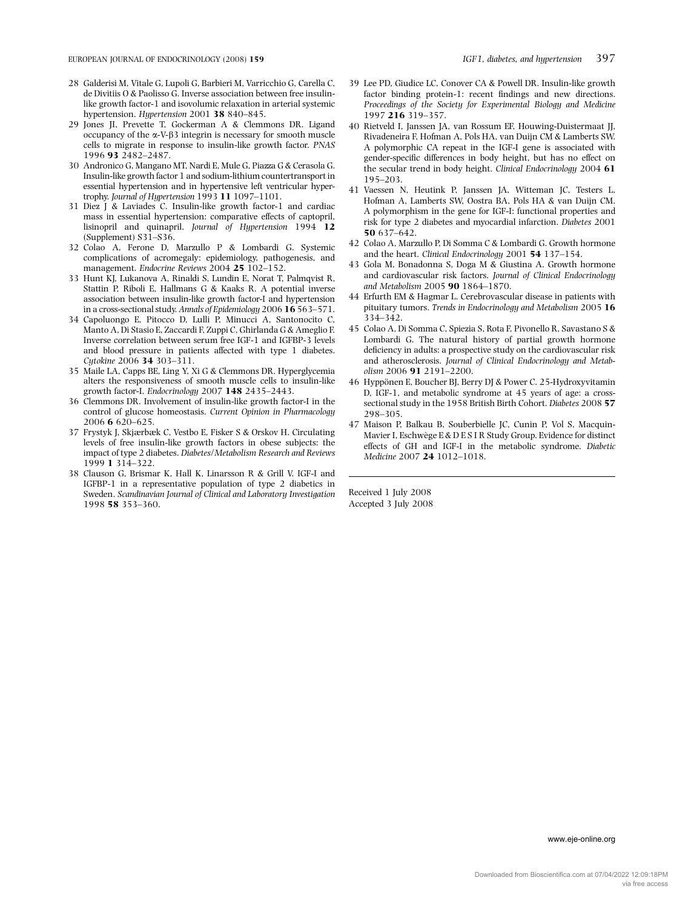28 Galderisi M, Vitale G, Lupoli G, Barbieri M, Varricchio G, Carella C, de Divitiis O & Paolisso G. Inverse association between free insulin-like growth factor-1 and isovolumic relaxation in arterial systemic hypertension. *Hypertension* 2001 **38** 840–845.

29 Jones JI, Prevette T, Gockerman A & Clemmons DR. Ligand occupancy of the α-V-β3 integrin is necessary for smooth muscle cells to migrate in response to insulin-like growth factor. *PNAS* 1996 **93** 2482–2487.

30 Andronico G, Mangano MT, Nardi E, Mule G, Piazza G & Cerasola G. Insulin-like growth factor 1 and sodium-lithium countertransport in essential hypertension and in hypertensive left ventricular hypertrophy. *Journal of Hypertension* 1993 **11** 1097–1101.

31 Diez J & Laviades C. Insulin-like growth factor-1 and cardiac mass in essential hypertension: comparative effects of captopril, lisinopril and quinapril. *Journal of Hypertension* 1994 **12** (Supplement) S31–S36.

32 Colao A, Ferone D, Marzullo P & Lombardi G. Systemic complications of acromegaly: epidemiology, pathogenesis, and management. *Endocrine Reviews* 2004 **25** 102–152.

33 Hunt KJ, Lukanova A, Rinaldi S, Lundin E, Norat T, Palmqvist R, Stattin P, Riboli E, Hallmans G & Kaaks R. A potential inverse association between insulin-like growth factor-I and hypertension in a cross-sectional study. *Annals of Epidemiology* 2006 **16** 563–571.

34 Capoluongo E, Pitocco D, Lulli P, Minucci A, Santonocito C, Manto A, Di Stasio E, Zaccardi F, Zuppi C, Ghirlanda G & Ameglio F. Inverse correlation between serum free IGF-1 and IGFBP-3 levels and blood pressure in patients affected with type 1 diabetes. *Cytokine* 2006 **34** 303–311.

35 Maile LA, Capps BE, Ling Y, Xi G & Clemmons DR. Hyperglycemia alters the responsiveness of smooth muscle cells to insulin-like growth factor-I. *Endocrinology* 2007 **148** 2435–2443.

36 Clemmons DR. Involvement of insulin-like growth factor-I in the control of glucose homeostasis. *Current Opinion in Pharmacology* 2006 **6** 620–625.

37 Frystyk J, Skjærbæk C, Vestbo E, Fisker S & Orskov H. Circulating levels of free insulin-like growth factors in obese subjects: the impact of type 2 diabetes. *Diabetes/Metabolism Research and Reviews* 1999 **1** 314–322.

38 Clauson G, Brismar K, Hall K, Linarsson R & Grill V. IGF-I and IGFBP-1 in a representative population of type 2 diabetics in Sweden. *Scandinavian Journal of Clinical and Laboratory Investigation* 1998 **58** 353–360.

39 Lee PD, Giudice LC, Conover CA & Powell DR. Insulin-like growth factor binding protein-1: recent findings and new directions. *Proceedings of the Society for Experimental Biology and Medicine* 1997 **216** 319–357.

40 Rietveld I, Janssen JA, van Rossum EF, Houwing-Duistermaat JJ, Rivadeneira F, Hofman A, Pols HA, van Duijn CM & Lamberts SW. A polymorphic CA repeat in the IGF-I gene is associated with gender-specific differences in body height, but has no effect on the secular trend in body height. *Clinical Endocrinology* 2004 **61** 195–203.

41 Vaessen N, Heutink P, Janssen JA, Witteman JC, Testers L, Hofman A, Lamberts SW, Oostra BA, Pols HA & van Duijn CM. A polymorphism in the gene for IGF-I: functional properties and risk for type 2 diabetes and myocardial infarction. *Diabetes* 2001 **50** 637–642.

42 Colao A, Marzullo P, Di Somma C & Lombardi G. Growth hormone and the heart. *Clinical Endocrinology* 2001 **54** 137–154.

43 Gola M, Bonadonna S, Doga M & Giustina A. Growth hormone and cardiovascular risk factors. *Journal of Clinical Endocrinology and Metabolism* 2005 **90** 1864–1870.

44 Erfurth EM & Hagmar L. Cerebrovascular disease in patients with pituitary tumors. *Trends in Endocrinology and Metabolism* 2005 **16** 334–342.

45 Colao A, Di Somma C, Spiezia S, Rota F, Pivonello R, Savastano S & Lombardi G. The natural history of partial growth hormone deficiency in adults: a prospective study on the cardiovascular risk and atherosclerosis. *Journal of Clinical Endocrinology and Metabolism* 2006 **91** 2191–2200.

46 Hyppönen E, Boucher BJ, Berry DJ & Power C. 25-Hydroxyvitamin D, IGF-1, and metabolic syndrome at 45 years of age: a cross-sectional study in the 1958 British Birth Cohort. *Diabetes* 2008 **57** 298–305.

47 Maison P, Balkau B, Souberbielle JC, Cunin P, Vol S, Macquin-Mavier I, Eschwège E & D E S I R Study Group. Evidence for distinct effects of GH and IGF-I in the metabolic syndrome. *Diabetic Medicine* 2007 **24** 1012–1018.

---

Received 1 July 2008
Accepted 3 July 2008